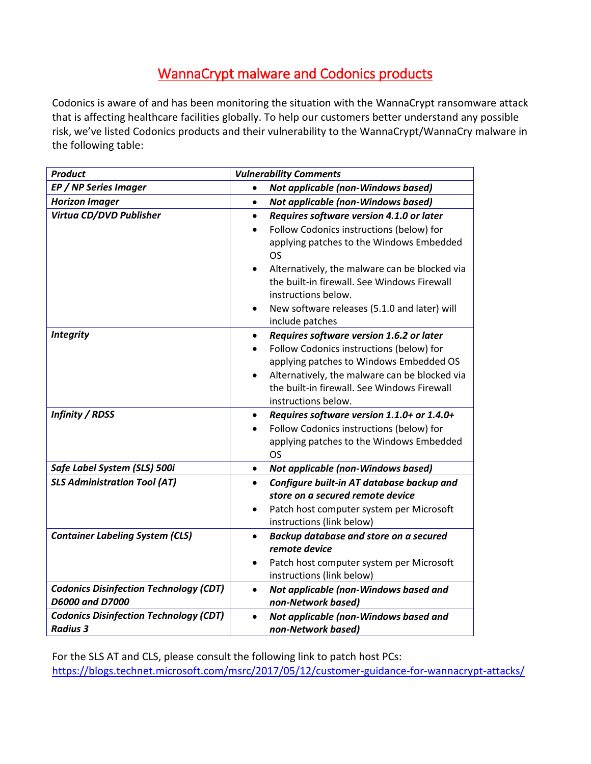# WannaCrypt malware and Codonics products

Codonics is aware of and has been monitoring the situation with the WannaCrypt ransomware attack that is affecting healthcare facilities globally. To help our customers better understand any possible risk, we've listed Codonics products and their vulnerability to the WannaCrypt/WannaCry malware in the following table:

| ***Product*** | ***Vulnerability Comments*** |
|---|---|
| ***EP / NP Series Imager*** | • ***Not applicable (non-Windows based)*** |
| ***Horizon Imager*** | • ***Not applicable (non-Windows based)*** |
| ***Virtua CD/DVD Publisher*** | • ***Requires software version 4.1.0 or later*** <br> • Follow Codonics instructions (below) for applying patches to the Windows Embedded OS <br> • Alternatively, the malware can be blocked via the built-in firewall. See Windows Firewall instructions below. <br> • New software releases (5.1.0 and later) will include patches |
| ***Integrity*** | • ***Requires software version 1.6.2 or later*** <br> • Follow Codonics instructions (below) for applying patches to Windows Embedded OS <br> • Alternatively, the malware can be blocked via the built-in firewall. See Windows Firewall instructions below. |
| ***Infinity / RDSS*** | • ***Requires software version 1.1.0+ or 1.4.0+*** <br> • Follow Codonics instructions (below) for applying patches to the Windows Embedded OS |
| ***Safe Label System (SLS) 500i*** | • ***Not applicable (non-Windows based)*** |
| ***SLS Administration Tool (AT)*** | • ***Configure built-in AT database backup and store on a secured remote device*** <br> • Patch host computer system per Microsoft instructions (link below) |
| ***Container Labeling System (CLS)*** | • ***Backup database and store on a secured remote device*** <br> • Patch host computer system per Microsoft instructions (link below) |
| ***Codonics Disinfection Technology (CDT) D6000 and D7000*** | • ***Not applicable (non-Windows based and non-Network based)*** |
| ***Codonics Disinfection Technology (CDT) Radius 3*** | • ***Not applicable (non-Windows based and non-Network based)*** |

For the SLS AT and CLS, please consult the following link to patch host PCs:
https://blogs.technet.microsoft.com/msrc/2017/05/12/customer-guidance-for-wannacrypt-attacks/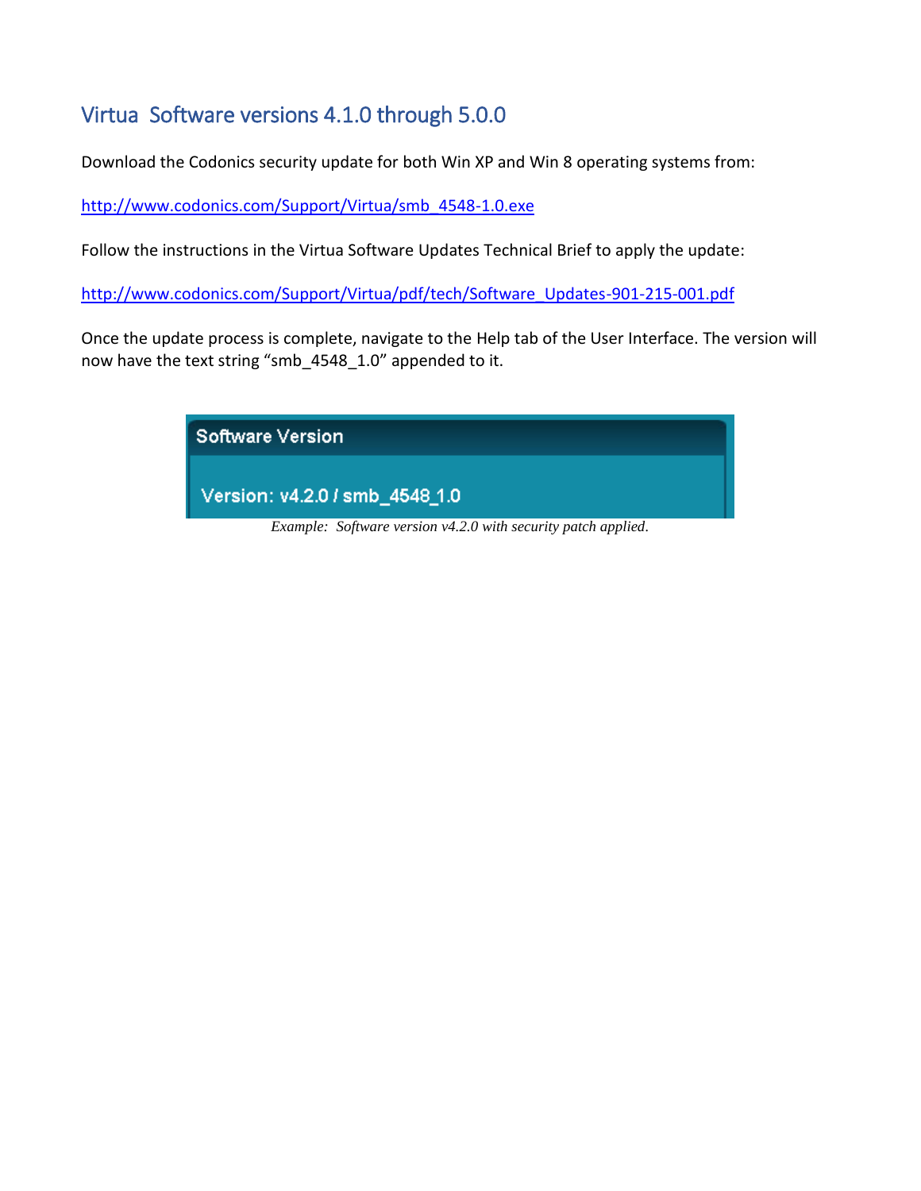## Virtua  Software versions 4.1.0 through 5.0.0

Download the Codonics security update for both Win XP and Win 8 operating systems from:

http://www.codonics.com/Support/Virtua/smb_4548-1.0.exe

Follow the instructions in the Virtua Software Updates Technical Brief to apply the update:

http://www.codonics.com/Support/Virtua/pdf/tech/Software_Updates-901-215-001.pdf

Once the update process is complete, navigate to the Help tab of the User Interface. The version will now have the text string “smb_4548_1.0” appended to it.

Software Version

Version: v4.2.0 / smb_4548_1.0

*Example:  Software version v4.2.0 with security patch applied.*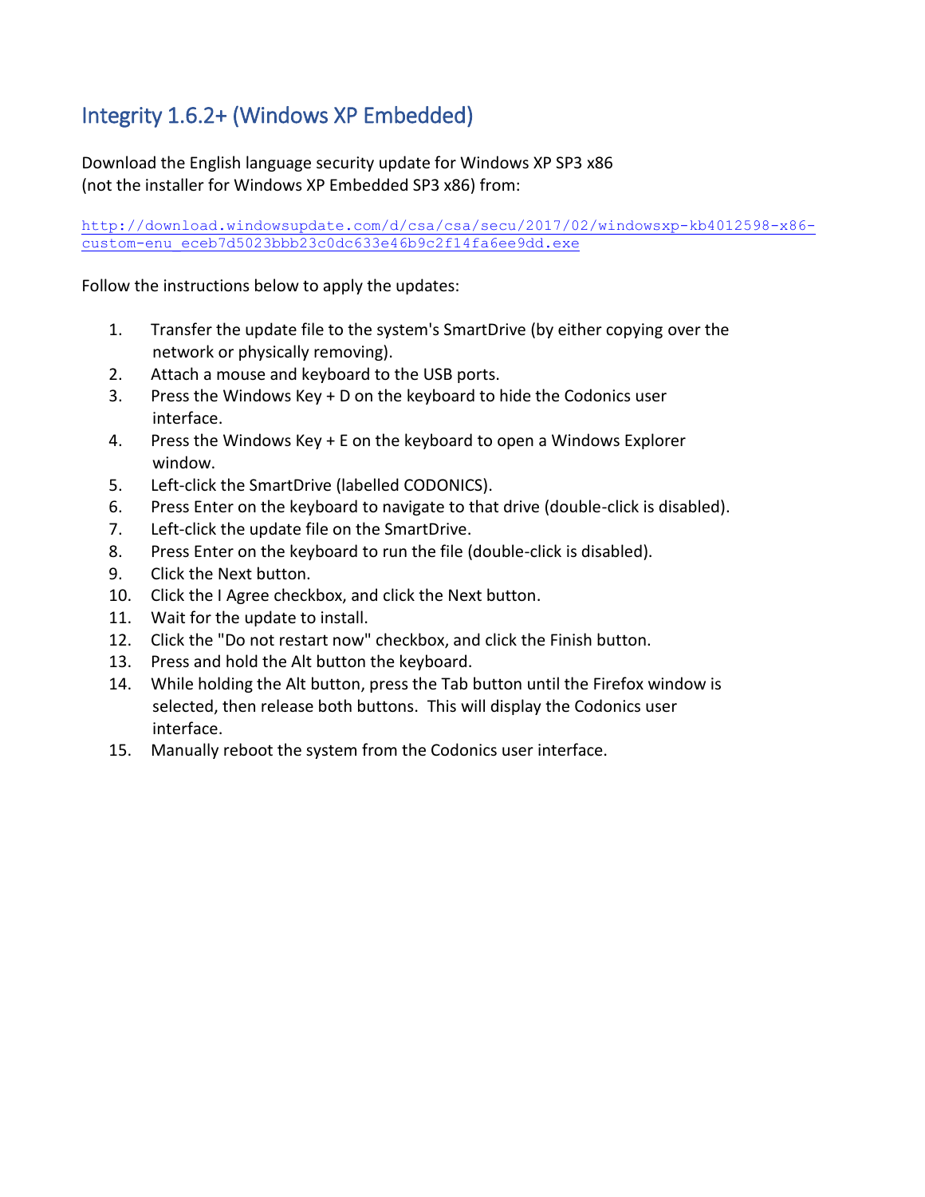## Integrity 1.6.2+ (Windows XP Embedded)

Download the English language security update for Windows XP SP3 x86
(not the installer for Windows XP Embedded SP3 x86) from:

http://download.windowsupdate.com/d/csa/csa/secu/2017/02/windowsxp-kb4012598-x86-custom-enu_eceb7d5023bbb23c0dc633e46b9c2f14fa6ee9dd.exe

Follow the instructions below to apply the updates:

1. Transfer the update file to the system's SmartDrive (by either copying over the network or physically removing).
2. Attach a mouse and keyboard to the USB ports.
3. Press the Windows Key + D on the keyboard to hide the Codonics user interface.
4. Press the Windows Key + E on the keyboard to open a Windows Explorer window.
5. Left-click the SmartDrive (labelled CODONICS).
6. Press Enter on the keyboard to navigate to that drive (double-click is disabled).
7. Left-click the update file on the SmartDrive.
8. Press Enter on the keyboard to run the file (double-click is disabled).
9. Click the Next button.
10. Click the I Agree checkbox, and click the Next button.
11. Wait for the update to install.
12. Click the "Do not restart now" checkbox, and click the Finish button.
13. Press and hold the Alt button the keyboard.
14. While holding the Alt button, press the Tab button until the Firefox window is selected, then release both buttons. This will display the Codonics user interface.
15. Manually reboot the system from the Codonics user interface.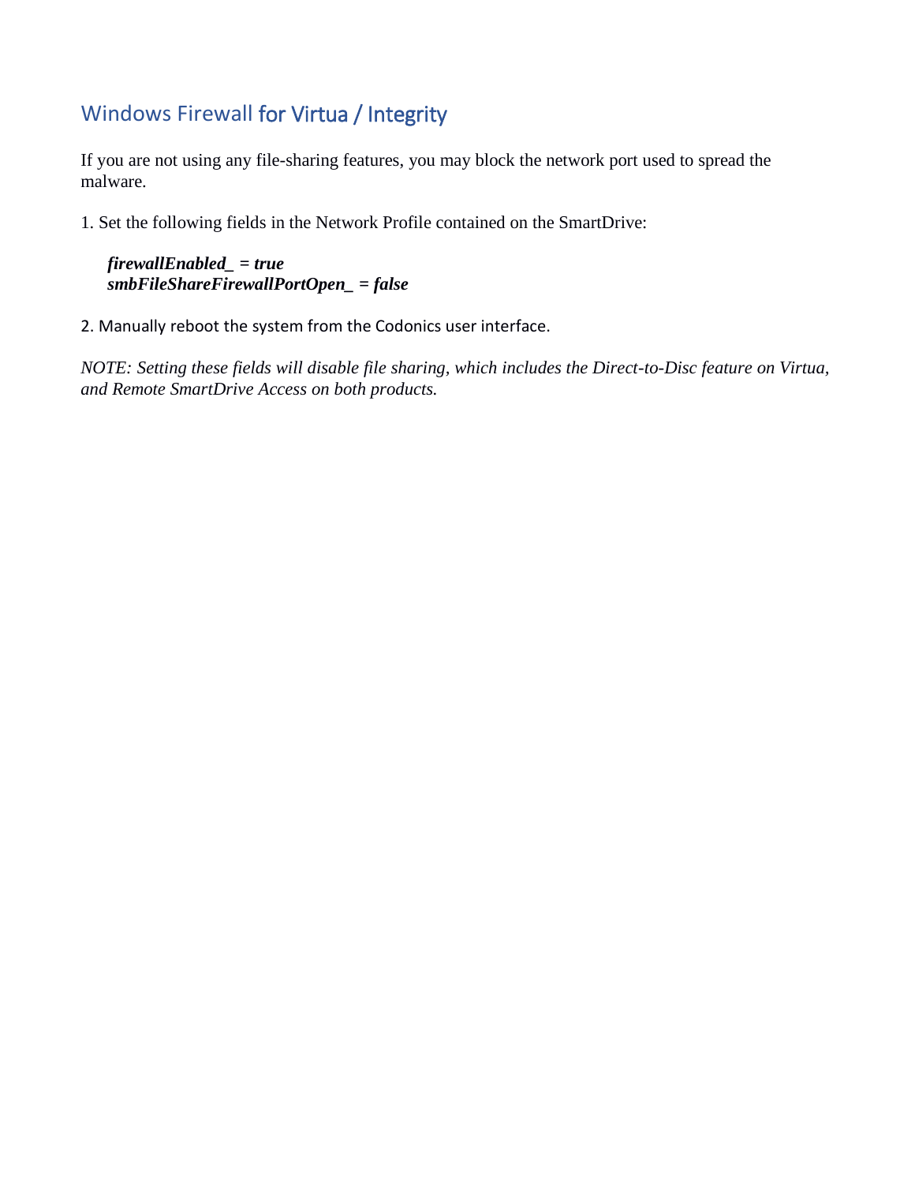## Windows Firewall for Virtua / Integrity

If you are not using any file-sharing features, you may block the network port used to spread the malware.

1. Set the following fields in the Network Profile contained on the SmartDrive:

    ***firewallEnabled_ = true***
    ***smbFileShareFirewallPortOpen_ = false***

2. Manually reboot the system from the Codonics user interface.

*NOTE: Setting these fields will disable file sharing, which includes the Direct-to-Disc feature on Virtua, and Remote SmartDrive Access on both products.*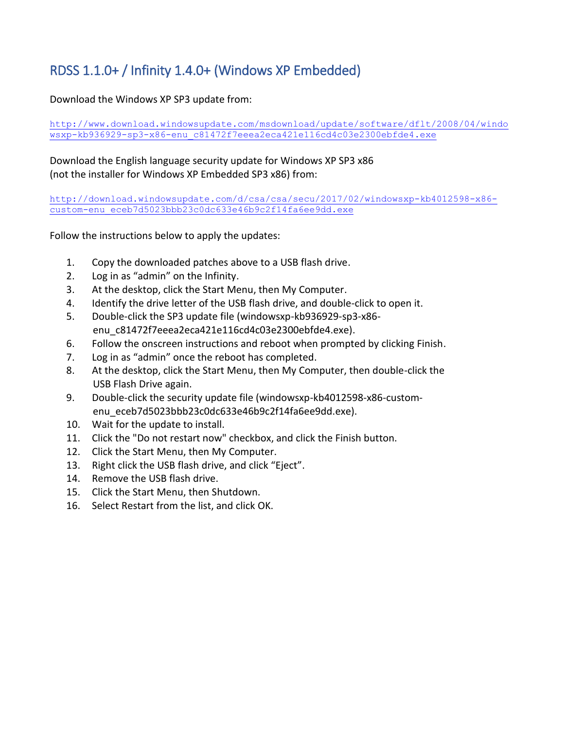## RDSS 1.1.0+ / Infinity 1.4.0+ (Windows XP Embedded)

Download the Windows XP SP3 update from:

http://www.download.windowsupdate.com/msdownload/update/software/dflt/2008/04/windowsxp-kb936929-sp3-x86-enu_c81472f7eeea2eca421e116cd4c03e2300ebfde4.exe

Download the English language security update for Windows XP SP3 x86
(not the installer for Windows XP Embedded SP3 x86) from:

http://download.windowsupdate.com/d/csa/csa/secu/2017/02/windowsxp-kb4012598-x86-custom-enu_eceb7d5023bbb23c0dc633e46b9c2f14fa6ee9dd.exe

Follow the instructions below to apply the updates:

1. Copy the downloaded patches above to a USB flash drive.
2. Log in as “admin” on the Infinity.
3. At the desktop, click the Start Menu, then My Computer.
4. Identify the drive letter of the USB flash drive, and double-click to open it.
5. Double-click the SP3 update file (windowsxp-kb936929-sp3-x86-enu_c81472f7eeea2eca421e116cd4c03e2300ebfde4.exe).
6. Follow the onscreen instructions and reboot when prompted by clicking Finish.
7. Log in as “admin” once the reboot has completed.
8. At the desktop, click the Start Menu, then My Computer, then double-click the USB Flash Drive again.
9. Double-click the security update file (windowsxp-kb4012598-x86-custom-enu_eceb7d5023bbb23c0dc633e46b9c2f14fa6ee9dd.exe).
10. Wait for the update to install.
11. Click the "Do not restart now" checkbox, and click the Finish button.
12. Click the Start Menu, then My Computer.
13. Right click the USB flash drive, and click “Eject”.
14. Remove the USB flash drive.
15. Click the Start Menu, then Shutdown.
16. Select Restart from the list, and click OK.